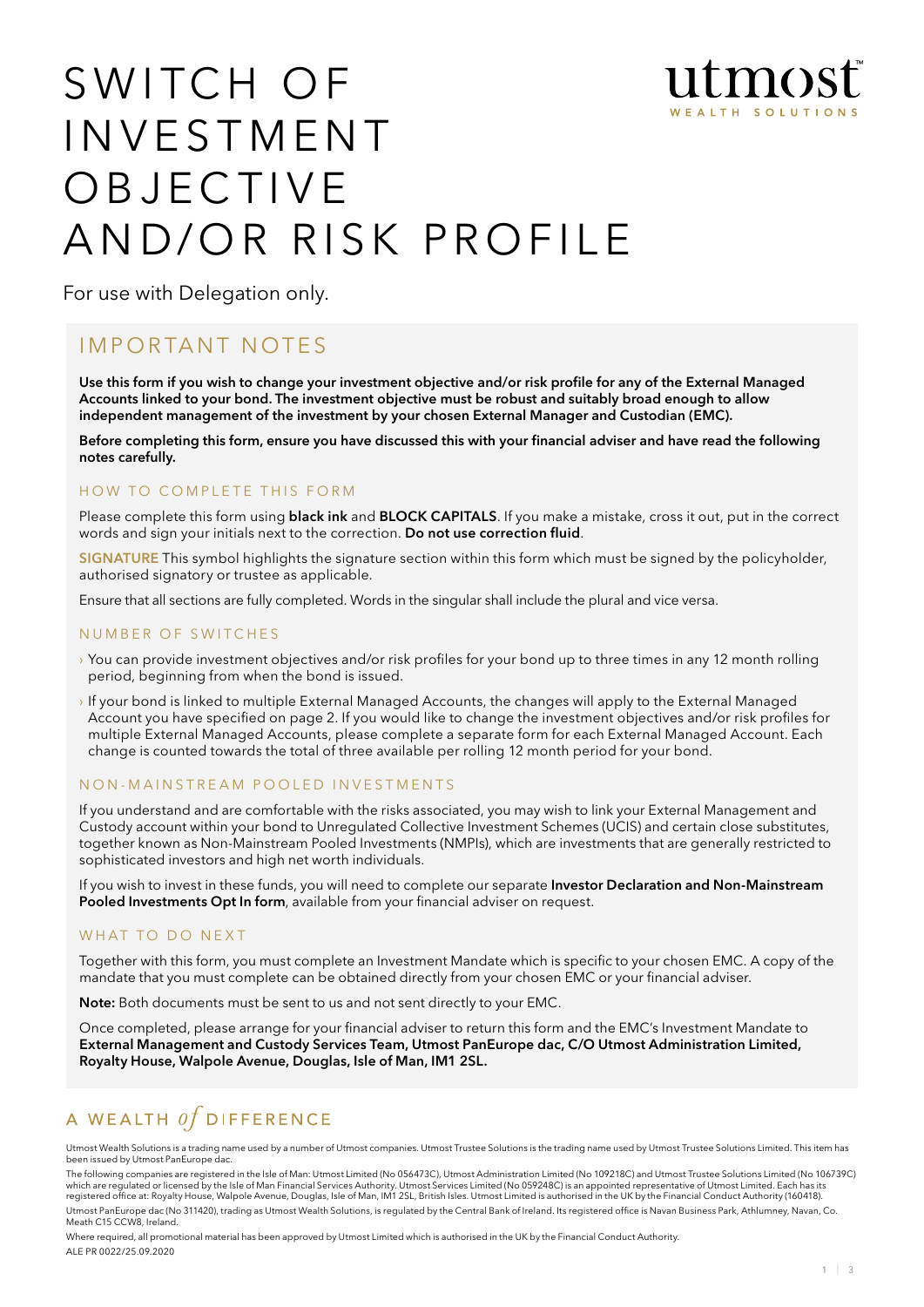# SWITCH OF INVESTMENT OBJECTIVE AND/OR RISK PROFILE

utmost WEALTH SOLUTIONS

For use with Delegation only.

## IMPORTANT NOTES

**Use this form if you wish to change your investment objective and/or risk profile for any of the External Managed Accounts linked to your bond. The investment objective must be robust and suitably broad enough to allow independent management of the investment by your chosen External Manager and Custodian (EMC).**

**Before completing this form, ensure you have discussed this with your financial adviser and have read the following notes carefully.**

### HOW TO COMPLETE THIS FORM

Please complete this form using **black ink** and **BLOCK CAPITALS**. If you make a mistake, cross it out, put in the correct words and sign your initials next to the correction. **Do not use correction fluid**.

**SIGNATURE** This symbol highlights the signature section within this form which must be signed by the policyholder, authorised signatory or trustee as applicable.

Ensure that all sections are fully completed. Words in the singular shall include the plural and vice versa.

### NUMBER OF SWITCHES

- You can provide investment objectives and/or risk profiles for your bond up to three times in any 12 month rolling period, beginning from when the bond is issued.
- If your bond is linked to multiple External Managed Accounts, the changes will apply to the External Managed Account you have specified on page 2. If you would like to change the investment objectives and/or risk profiles for multiple External Managed Accounts, please complete a separate form for each External Managed Account. Each change is counted towards the total of three available per rolling 12 month period for your bond.

### NON-MAINSTREAM POOLED INVESTMENTS

If you understand and are comfortable with the risks associated, you may wish to link your External Management and Custody account within your bond to Unregulated Collective Investment Schemes (UCIS) and certain close substitutes, together known as Non-Mainstream Pooled Investments (NMPIs), which are investments that are generally restricted to sophisticated investors and high net worth individuals.

If you wish to invest in these funds, you will need to complete our separate **Investor Declaration and Non-Mainstream Pooled Investments Opt In form**, available from your financial adviser on request.

### WHAT TO DO NEXT

Together with this form, you must complete an Investment Mandate which is specific to your chosen EMC. A copy of the mandate that you must complete can be obtained directly from your chosen EMC or your financial adviser.

**Note:** Both documents must be sent to us and not sent directly to your EMC.

Once completed, please arrange for your financial adviser to return this form and the EMC's Investment Mandate to **External Management and Custody Services Team, Utmost PanEurope dac, C/O Utmost Administration Limited, Royalty House, Walpole Avenue, Douglas, Isle of Man, IM1 2SL.**

A WEALTH *of* DIFFERENCE

Utmost Wealth Solutions is a trading name used by a number of Utmost companies. Utmost Trustee Solutions is the trading name used by Utmost Trustee Solutions Limited. This item has been issued by Utmost PanEurope dac.

The following companies are registered in the Isle of Man: Utmost Limited (No 056473C), Utmost Administration Limited (No 109218C) and Utmost Trustee Solutions Limited (No 106739C) which are regulated or licensed by the Isle of Man Financial Services Authority. Utmost Services Limited (No 059248C) is an appointed representative of Utmost Limited. Each has its registered office at: Royalty House, Walpole Avenue, Douglas, Isle of Man, IM1 2SL, British Isles. Utmost Limited is authorised in the UK by the Financial Conduct Authority (160418).

Utmost PanEurope dac (No 311420), trading as Utmost Wealth Solutions, is regulated by the Central Bank of Ireland. Its registered office is Navan Business Park, Athlumney, Navan, Co. Meath C15 CCW8, Ireland.

Where required, all promotional material has been approved by Utmost Limited which is authorised in the UK by the Financial Conduct Authority.

ALE PR 0022/25.09.2020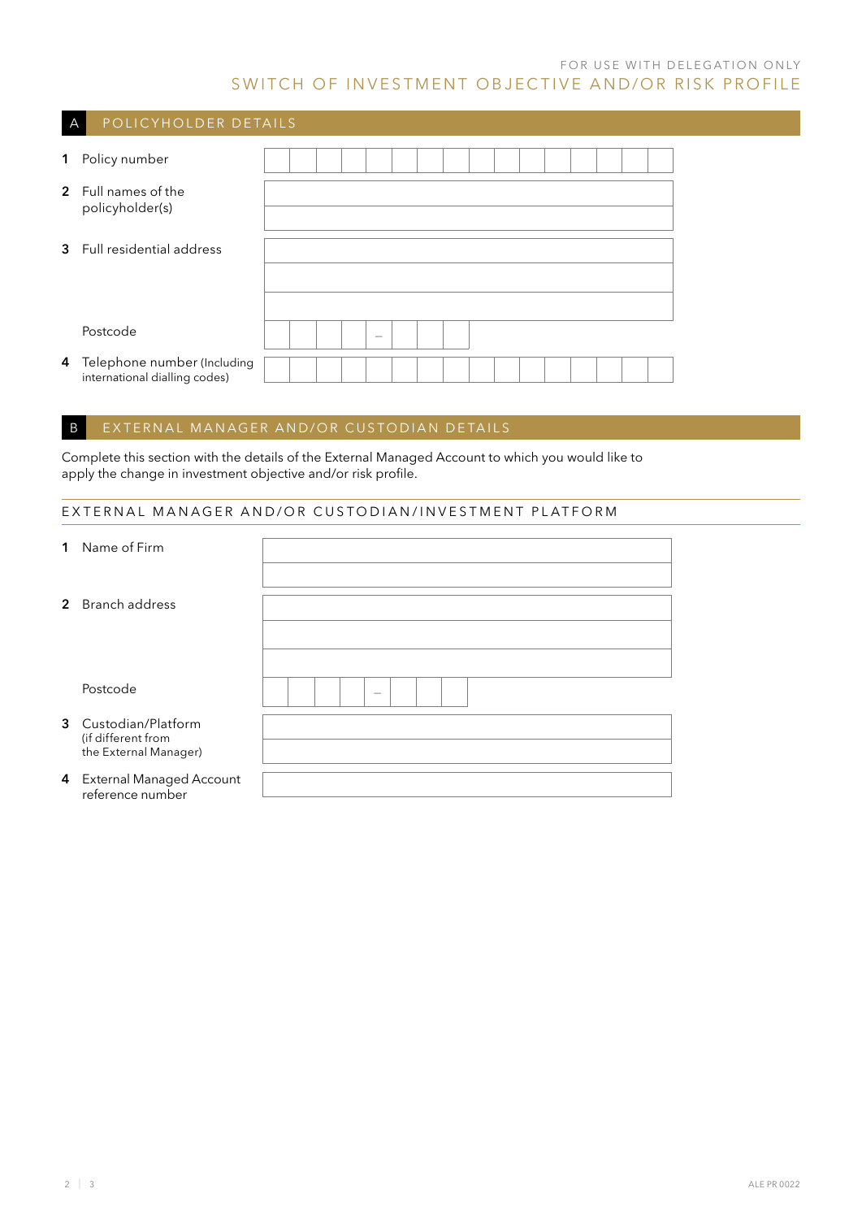FOR USE WITH DELEGATION ONLY

# SWITCH OF INVESTMENT OBJECTIVE AND/OR RISK PROFILE

## A POLICYHOLDER DETAILS

| | |
|---|---|
| **1** Policy number | |
| **2** Full names of the policyholder(s) | |
| **3** Full residential address | |
| Postcode | – |
| **4** Telephone number (Including international dialling codes) | |

## B EXTERNAL MANAGER AND/OR CUSTODIAN DETAILS

Complete this section with the details of the External Managed Account to which you would like to apply the change in investment objective and/or risk profile.

### EXTERNAL MANAGER AND/OR CUSTODIAN/INVESTMENT PLATFORM

| | |
|---|---|
| **1** Name of Firm | |
| **2** Branch address | |
| Postcode | – |
| **3** Custodian/Platform (if different from the External Manager) | |
| **4** External Managed Account reference number | |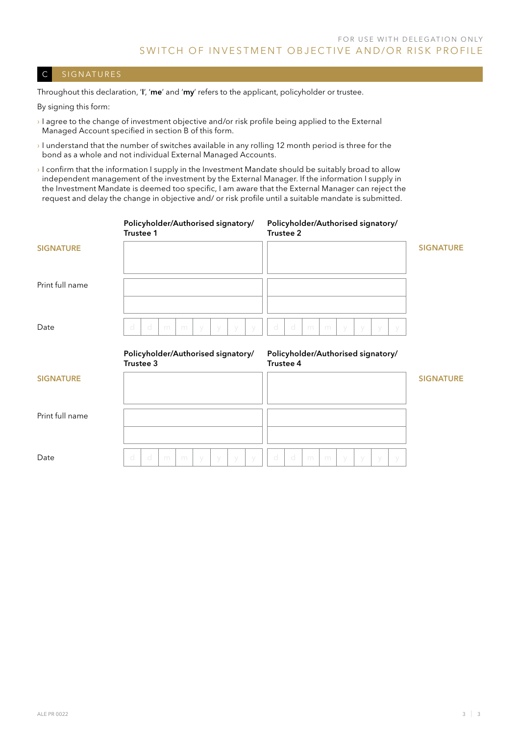FOR USE WITH DELEGATION ONLY

# SWITCH OF INVESTMENT OBJECTIVE AND/OR RISK PROFILE

## C SIGNATURES

Throughout this declaration, '**I**', '**me**' and '**my**' refers to the applicant, policyholder or trustee.

By signing this form:

- I agree to the change of investment objective and/or risk profile being applied to the External Managed Account specified in section B of this form.
- I understand that the number of switches available in any rolling 12 month period is three for the bond as a whole and not individual External Managed Accounts.
- I confirm that the information I supply in the Investment Mandate should be suitably broad to allow independent management of the investment by the External Manager. If the information I supply in the Investment Mandate is deemed too specific, I am aware that the External Manager can reject the request and delay the change in objective and/ or risk profile until a suitable mandate is submitted.

| | **Policyholder/Authorised signatory/ Trustee 1** | **Policyholder/Authorised signatory/ Trustee 2** |
|---|---|---|
| **SIGNATURE** | | |
| Print full name | | |
| Date | d d m m y y y y | d d m m y y y y |

| | **Policyholder/Authorised signatory/ Trustee 3** | **Policyholder/Authorised signatory/ Trustee 4** |
|---|---|---|
| **SIGNATURE** | | |
| Print full name | | |
| Date | d d m m y y y y | d d m m y y y y |

ALE PR 0022